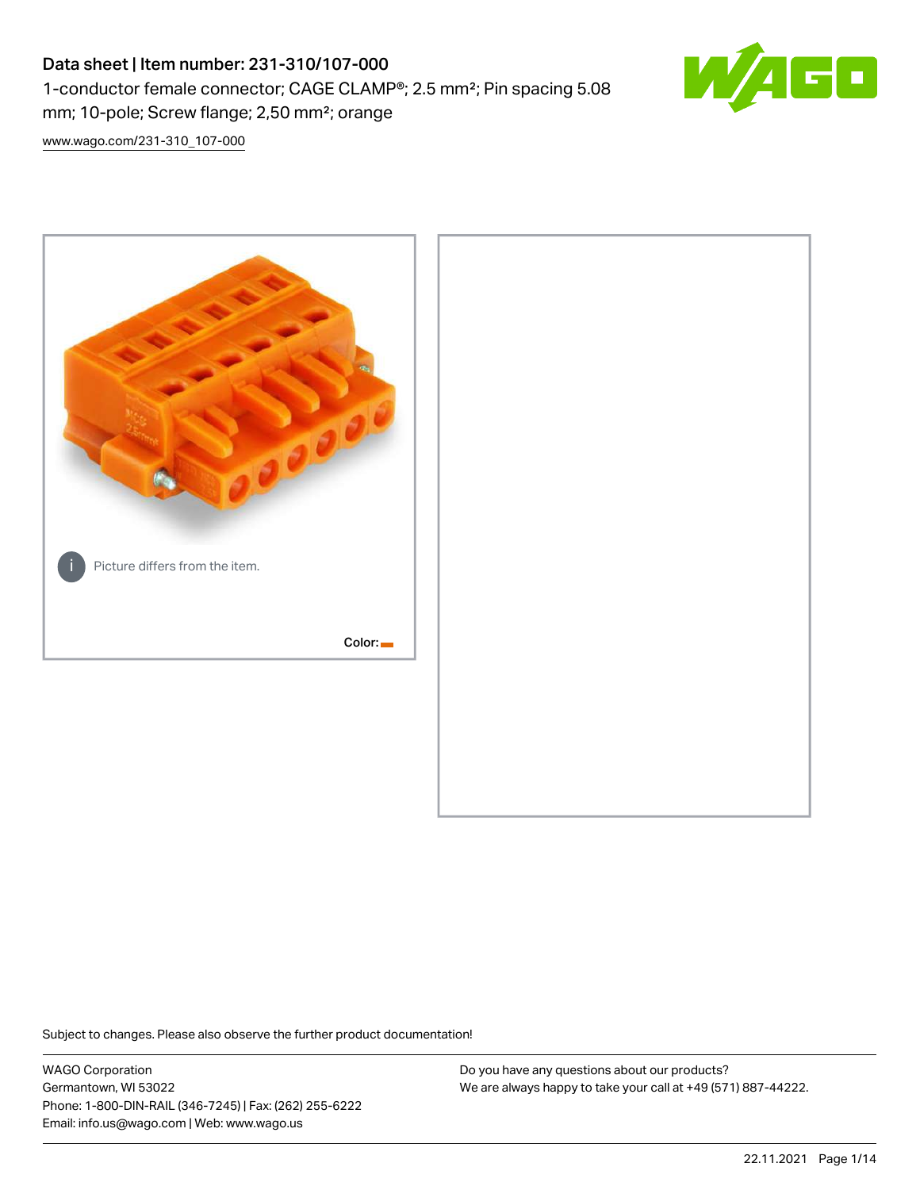# Data sheet | Item number: 231-310/107-000

1-conductor female connector; CAGE CLAMP®; 2.5 mm²; Pin spacing 5.08 mm; 10-pole; Screw flange; 2,50 mm²; orange

www.wago.com/231-310_107-000

Picture differs from the item.

Color:

Subject to changes. Please also observe the further product documentation!

WAGO Corporation
Germantown, WI 53022
Phone: 1-800-DIN-RAIL (346-7245) | Fax: (262) 255-6222
Email: info.us@wago.com | Web: www.wago.us

Do you have any questions about our products?
We are always happy to take your call at +49 (571) 887-44222.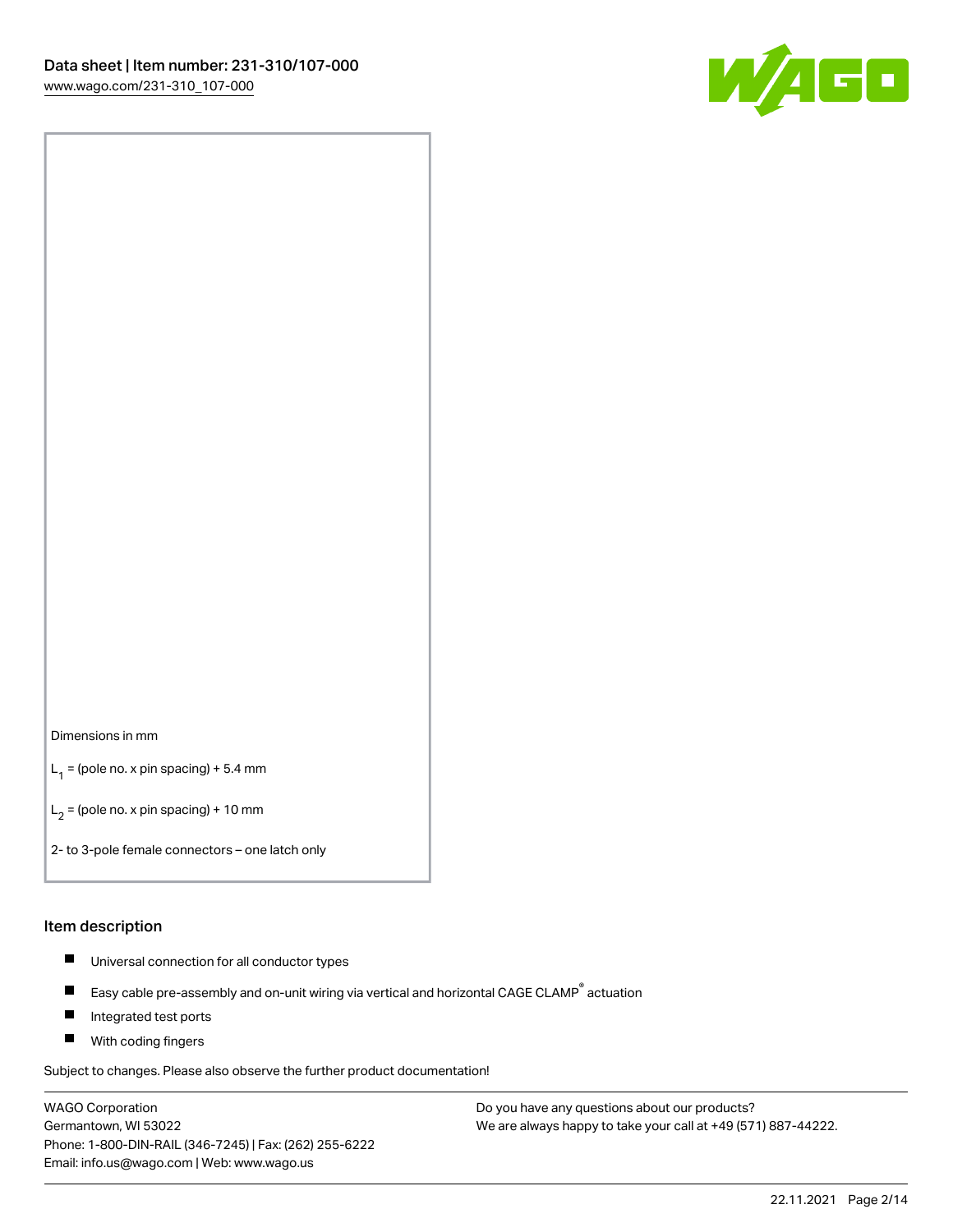Dimensions in mm

$L_1$ = (pole no. x pin spacing) + 5.4 mm

$L_2$ = (pole no. x pin spacing) + 10 mm

2- to 3-pole female connectors – one latch only

## Item description

- Universal connection for all conductor types
- Easy cable pre-assembly and on-unit wiring via vertical and horizontal CAGE CLAMP® actuation
- Integrated test ports
- With coding fingers

Subject to changes. Please also observe the further product documentation!

WAGO Corporation
Germantown, WI 53022
Phone: 1-800-DIN-RAIL (346-7245) | Fax: (262) 255-6222
Email: info.us@wago.com | Web: www.wago.us

Do you have any questions about our products?
We are always happy to take your call at +49 (571) 887-44222.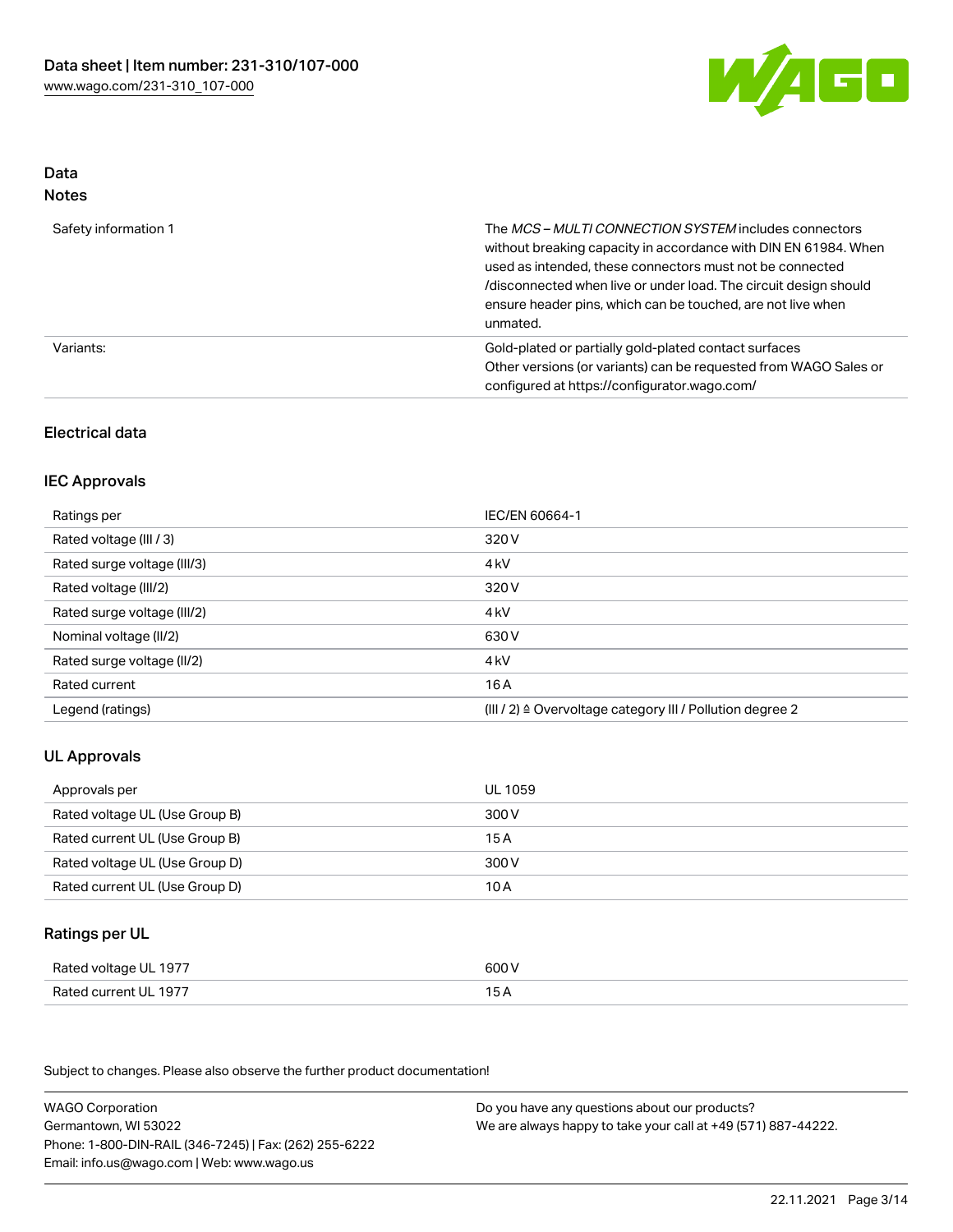## Data
### Notes

| | |
|---|---|
| Safety information 1 | The *MCS – MULTI CONNECTION SYSTEM* includes connectors without breaking capacity in accordance with DIN EN 61984. When used as intended, these connectors must not be connected /disconnected when live or under load. The circuit design should ensure header pins, which can be touched, are not live when unmated. |
| Variants: | Gold-plated or partially gold-plated contact surfaces<br>Other versions (or variants) can be requested from WAGO Sales or configured at https://configurator.wago.com/ |

### Electrical data

### IEC Approvals

| | |
|---|---|
| Ratings per | IEC/EN 60664-1 |
| Rated voltage (III / 3) | 320 V |
| Rated surge voltage (III/3) | 4 kV |
| Rated voltage (III/2) | 320 V |
| Rated surge voltage (III/2) | 4 kV |
| Nominal voltage (II/2) | 630 V |
| Rated surge voltage (II/2) | 4 kV |
| Rated current | 16 A |
| Legend (ratings) | (III / 2) ≙ Overvoltage category III / Pollution degree 2 |

### UL Approvals

| | |
|---|---|
| Approvals per | UL 1059 |
| Rated voltage UL (Use Group B) | 300 V |
| Rated current UL (Use Group B) | 15 A |
| Rated voltage UL (Use Group D) | 300 V |
| Rated current UL (Use Group D) | 10 A |

### Ratings per UL

| | |
|---|---|
| Rated voltage UL 1977 | 600 V |
| Rated current UL 1977 | 15 A |

Subject to changes. Please also observe the further product documentation!

WAGO Corporation
Germantown, WI 53022
Phone: 1-800-DIN-RAIL (346-7245) | Fax: (262) 255-6222
Email: info.us@wago.com | Web: www.wago.us

Do you have any questions about our products?
We are always happy to take your call at +49 (571) 887-44222.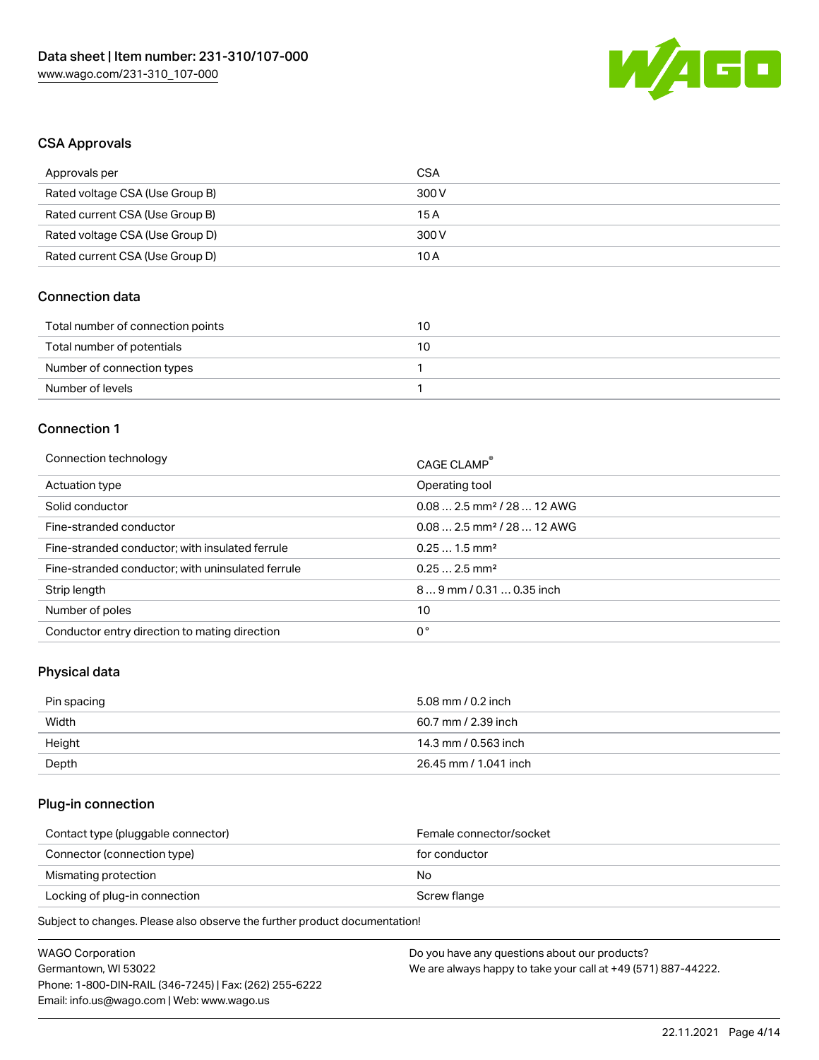## CSA Approvals

| Approvals per | CSA |
| --- | --- |
| Rated voltage CSA (Use Group B) | 300 V |
| Rated current CSA (Use Group B) | 15 A |
| Rated voltage CSA (Use Group D) | 300 V |
| Rated current CSA (Use Group D) | 10 A |

## Connection data

| Total number of connection points | 10 |
| --- | --- |
| Total number of potentials | 10 |
| Number of connection types | 1 |
| Number of levels | 1 |

## Connection 1

| Connection technology | CAGE CLAMP® |
| --- | --- |
| Actuation type | Operating tool |
| Solid conductor | 0.08 … 2.5 mm² / 28 … 12 AWG |
| Fine-stranded conductor | 0.08 … 2.5 mm² / 28 … 12 AWG |
| Fine-stranded conductor; with insulated ferrule | 0.25 … 1.5 mm² |
| Fine-stranded conductor; with uninsulated ferrule | 0.25 … 2.5 mm² |
| Strip length | 8 … 9 mm / 0.31 … 0.35 inch |
| Number of poles | 10 |
| Conductor entry direction to mating direction | 0 ° |

## Physical data

| Pin spacing | 5.08 mm / 0.2 inch |
| --- | --- |
| Width | 60.7 mm / 2.39 inch |
| Height | 14.3 mm / 0.563 inch |
| Depth | 26.45 mm / 1.041 inch |

## Plug-in connection

| Contact type (pluggable connector) | Female connector/socket |
| --- | --- |
| Connector (connection type) | for conductor |
| Mismating protection | No |
| Locking of plug-in connection | Screw flange |

Subject to changes. Please also observe the further product documentation!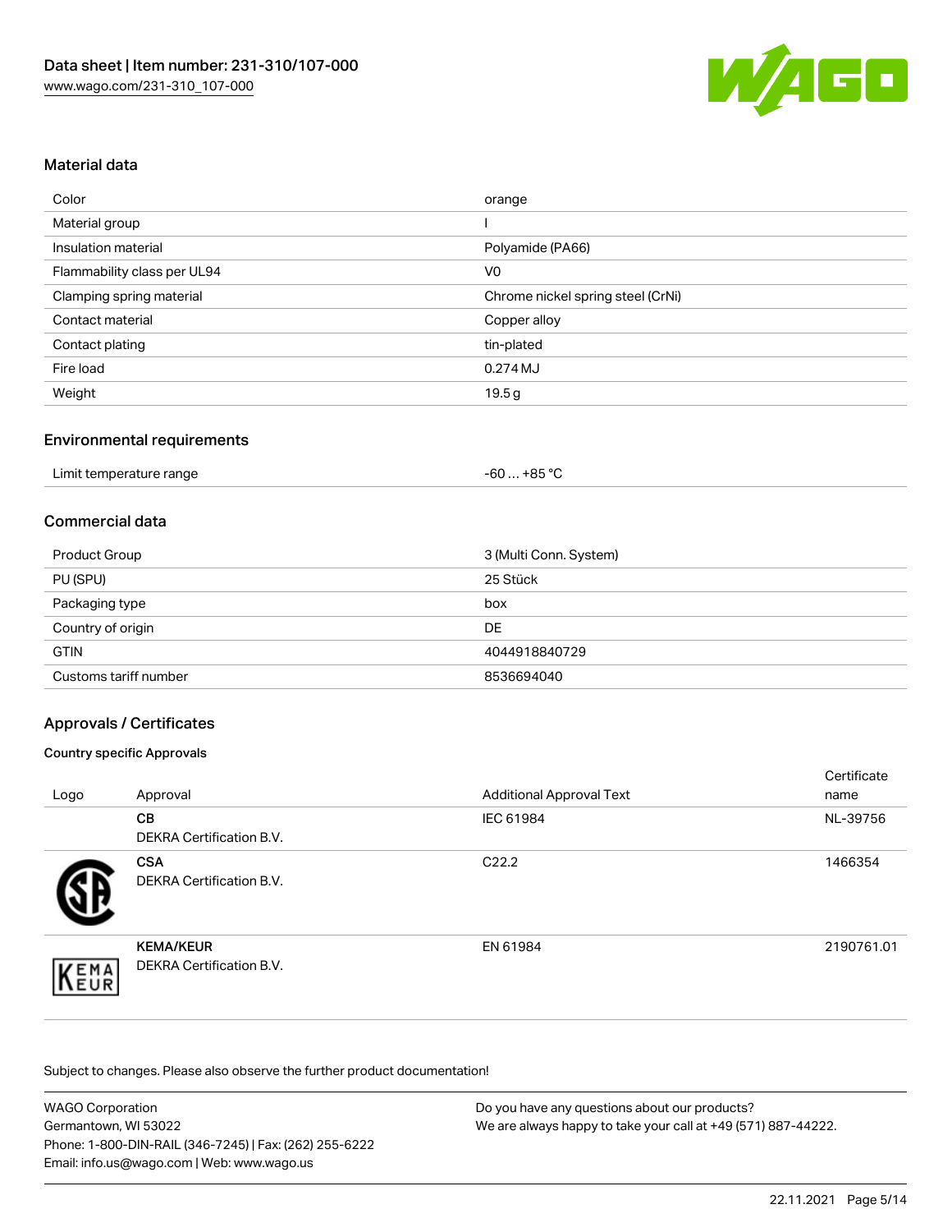## Material data

| | |
|---|---|
| Color | orange |
| Material group | I |
| Insulation material | Polyamide (PA66) |
| Flammability class per UL94 | V0 |
| Clamping spring material | Chrome nickel spring steel (CrNi) |
| Contact material | Copper alloy |
| Contact plating | tin-plated |
| Fire load | 0.274 MJ |
| Weight | 19.5 g |

## Environmental requirements

| | |
|---|---|
| Limit temperature range | -60 … +85 °C |

## Commercial data

| | |
|---|---|
| Product Group | 3 (Multi Conn. System) |
| PU (SPU) | 25 Stück |
| Packaging type | box |
| Country of origin | DE |
| GTIN | 4044918840729 |
| Customs tariff number | 8536694040 |

## Approvals / Certificates

### Country specific Approvals

| Logo | Approval | Additional Approval Text | Certificate name |
|---|---|---|---|
| | **CB** DEKRA Certification B.V. | IEC 61984 | NL-39756 |
| | **CSA** DEKRA Certification B.V. | C22.2 | 1466354 |
| | **KEMA/KEUR** DEKRA Certification B.V. | EN 61984 | 2190761.01 |

Subject to changes. Please also observe the further product documentation!

WAGO Corporation
Germantown, WI 53022
Phone: 1-800-DIN-RAIL (346-7245) | Fax: (262) 255-6222
Email: info.us@wago.com | Web: www.wago.us

Do you have any questions about our products?
We are always happy to take your call at +49 (571) 887-44222.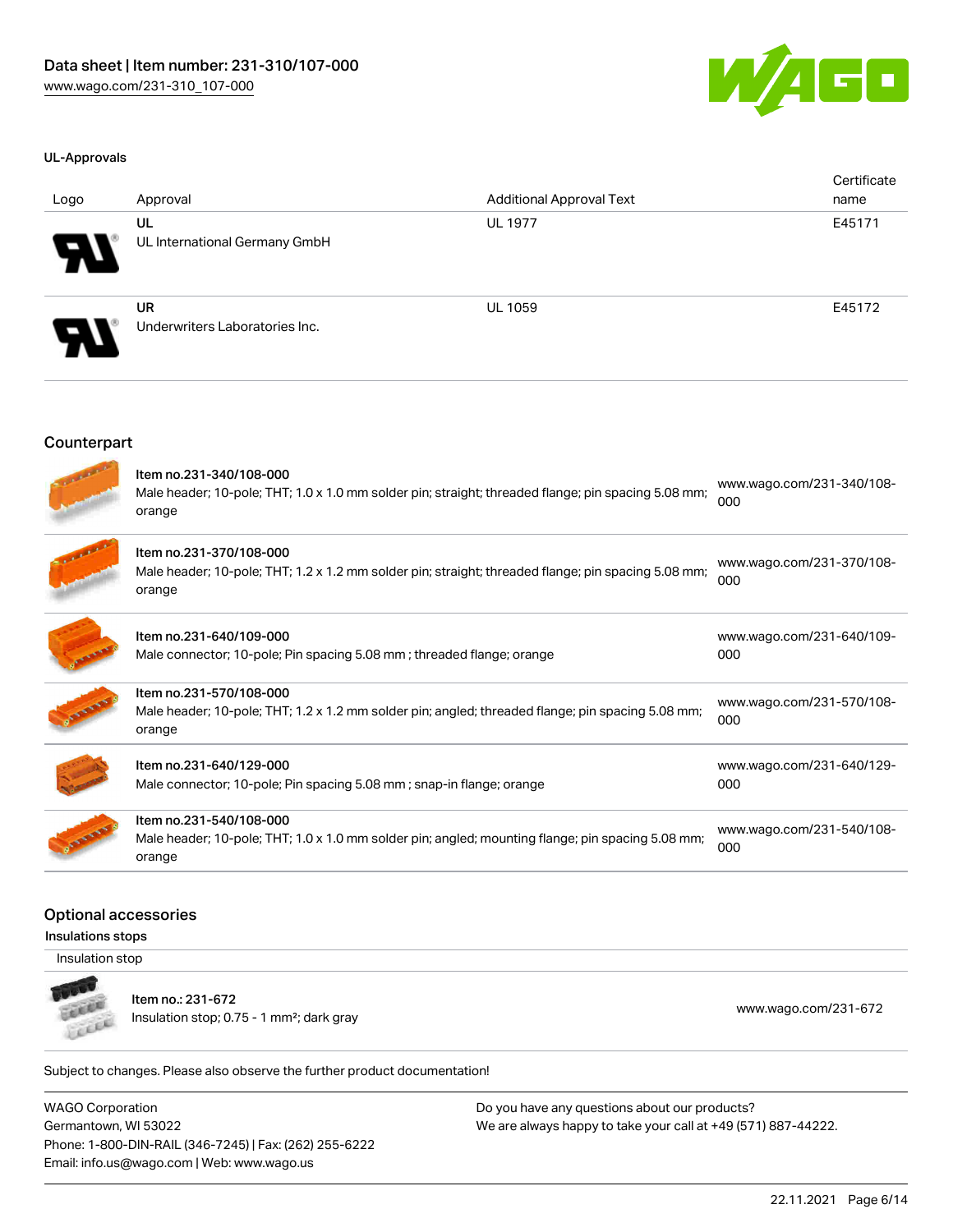### UL-Approvals

| Logo | Approval | Additional Approval Text | Certificate name |
| --- | --- | --- | --- |
| | UL<br>UL International Germany GmbH | UL 1977 | E45171 |
| | UR<br>Underwriters Laboratories Inc. | UL 1059 | E45172 |

## Counterpart

| | | |
| --- | --- | --- |
| | Item no.231-340/108-000<br>Male header; 10-pole; THT; 1.0 x 1.0 mm solder pin; straight; threaded flange; pin spacing 5.08 mm; orange | www.wago.com/231-340/108-000 |
| | Item no.231-370/108-000<br>Male header; 10-pole; THT; 1.2 x 1.2 mm solder pin; straight; threaded flange; pin spacing 5.08 mm; orange | www.wago.com/231-370/108-000 |
| | Item no.231-640/109-000<br>Male connector; 10-pole; Pin spacing 5.08 mm ; threaded flange; orange | www.wago.com/231-640/109-000 |
| | Item no.231-570/108-000<br>Male header; 10-pole; THT; 1.2 x 1.2 mm solder pin; angled; threaded flange; pin spacing 5.08 mm; orange | www.wago.com/231-570/108-000 |
| | Item no.231-640/129-000<br>Male connector; 10-pole; Pin spacing 5.08 mm ; snap-in flange; orange | www.wago.com/231-640/129-000 |
| | Item no.231-540/108-000<br>Male header; 10-pole; THT; 1.0 x 1.0 mm solder pin; angled; mounting flange; pin spacing 5.08 mm; orange | www.wago.com/231-540/108-000 |

## Optional accessories

### Insulations stops

Insulation stop

| | | |
| --- | --- | --- |
| | Item no.: 231-672<br>Insulation stop; 0.75 - 1 mm²; dark gray | www.wago.com/231-672 |

Subject to changes. Please also observe the further product documentation!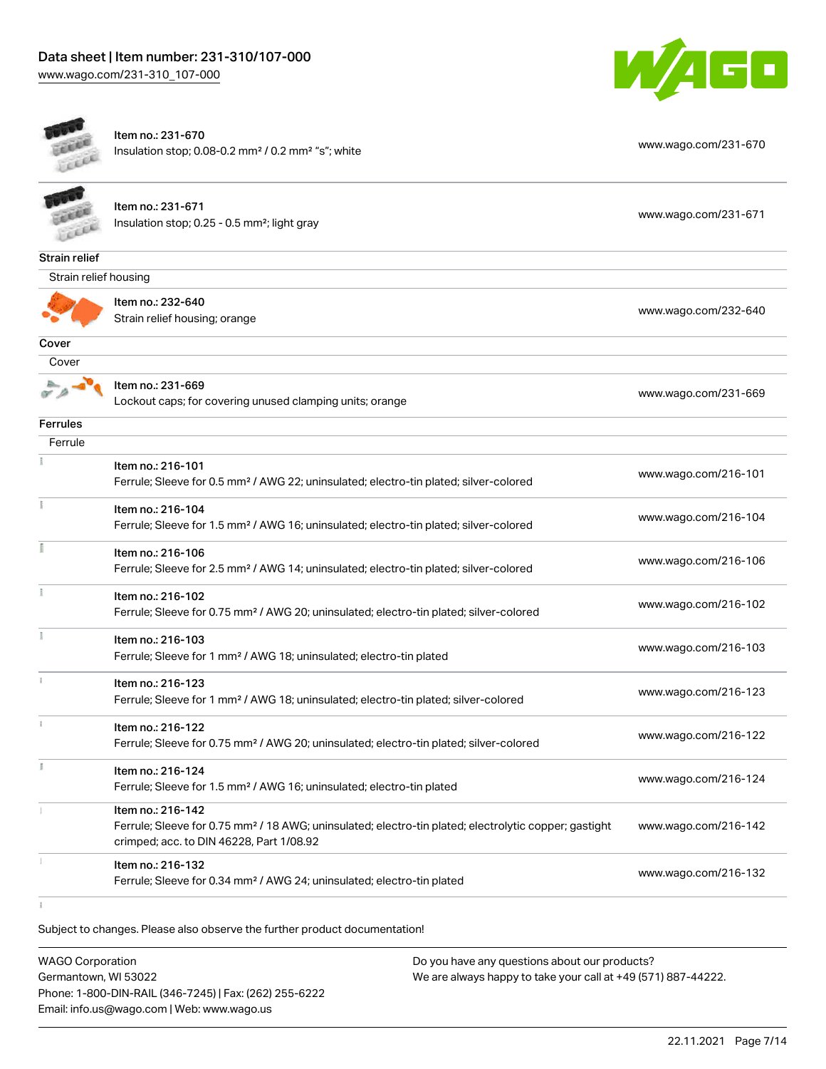| | | |
|---|---|---|
| Item no.: 231-670<br>Insulation stop; 0.08-0.2 mm² / 0.2 mm² "s"; white | www.wago.com/231-670 |
| Item no.: 231-671<br>Insulation stop; 0.25 - 0.5 mm²; light gray | www.wago.com/231-671 |

**Strain relief**

Strain relief housing

| | |
|---|---|
| Item no.: 232-640<br>Strain relief housing; orange | www.wago.com/232-640 |

**Cover**

Cover

| | |
|---|---|
| Item no.: 231-669<br>Lockout caps; for covering unused clamping units; orange | www.wago.com/231-669 |

**Ferrules**

Ferrule

| | |
|---|---|
| Item no.: 216-101<br>Ferrule; Sleeve for 0.5 mm² / AWG 22; uninsulated; electro-tin plated; silver-colored | www.wago.com/216-101 |
| Item no.: 216-104<br>Ferrule; Sleeve for 1.5 mm² / AWG 16; uninsulated; electro-tin plated; silver-colored | www.wago.com/216-104 |
| Item no.: 216-106<br>Ferrule; Sleeve for 2.5 mm² / AWG 14; uninsulated; electro-tin plated; silver-colored | www.wago.com/216-106 |
| Item no.: 216-102<br>Ferrule; Sleeve for 0.75 mm² / AWG 20; uninsulated; electro-tin plated; silver-colored | www.wago.com/216-102 |
| Item no.: 216-103<br>Ferrule; Sleeve for 1 mm² / AWG 18; uninsulated; electro-tin plated | www.wago.com/216-103 |
| Item no.: 216-123<br>Ferrule; Sleeve for 1 mm² / AWG 18; uninsulated; electro-tin plated; silver-colored | www.wago.com/216-123 |
| Item no.: 216-122<br>Ferrule; Sleeve for 0.75 mm² / AWG 20; uninsulated; electro-tin plated; silver-colored | www.wago.com/216-122 |
| Item no.: 216-124<br>Ferrule; Sleeve for 1.5 mm² / AWG 16; uninsulated; electro-tin plated | www.wago.com/216-124 |
| Item no.: 216-142<br>Ferrule; Sleeve for 0.75 mm² / 18 AWG; uninsulated; electro-tin plated; electrolytic copper; gastight crimped; acc. to DIN 46228, Part 1/08.92 | www.wago.com/216-142 |
| Item no.: 216-132<br>Ferrule; Sleeve for 0.34 mm² / AWG 24; uninsulated; electro-tin plated | www.wago.com/216-132 |

Subject to changes. Please also observe the further product documentation!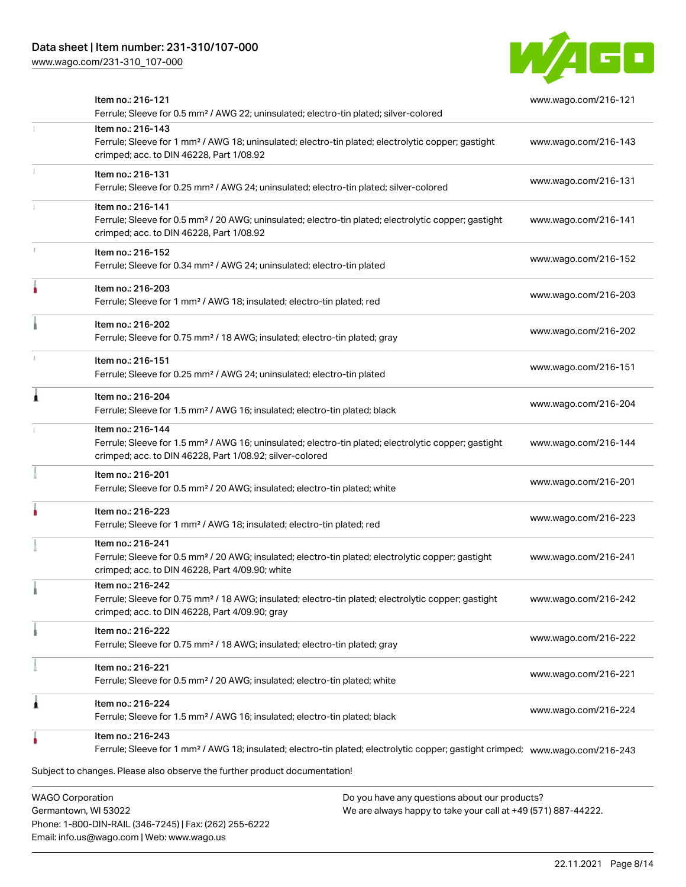| Item | Link |
| --- | --- |
| Item no.: 216-121<br>Ferrule; Sleeve for 0.5 mm² / AWG 22; uninsulated; electro-tin plated; silver-colored | www.wago.com/216-121 |
| Item no.: 216-143<br>Ferrule; Sleeve for 1 mm² / AWG 18; uninsulated; electro-tin plated; electrolytic copper; gastight crimped; acc. to DIN 46228, Part 1/08.92 | www.wago.com/216-143 |
| Item no.: 216-131<br>Ferrule; Sleeve for 0.25 mm² / AWG 24; uninsulated; electro-tin plated; silver-colored | www.wago.com/216-131 |
| Item no.: 216-141<br>Ferrule; Sleeve for 0.5 mm² / 20 AWG; uninsulated; electro-tin plated; electrolytic copper; gastight crimped; acc. to DIN 46228, Part 1/08.92 | www.wago.com/216-141 |
| Item no.: 216-152<br>Ferrule; Sleeve for 0.34 mm² / AWG 24; uninsulated; electro-tin plated | www.wago.com/216-152 |
| Item no.: 216-203<br>Ferrule; Sleeve for 1 mm² / AWG 18; insulated; electro-tin plated; red | www.wago.com/216-203 |
| Item no.: 216-202<br>Ferrule; Sleeve for 0.75 mm² / 18 AWG; insulated; electro-tin plated; gray | www.wago.com/216-202 |
| Item no.: 216-151<br>Ferrule; Sleeve for 0.25 mm² / AWG 24; uninsulated; electro-tin plated | www.wago.com/216-151 |
| Item no.: 216-204<br>Ferrule; Sleeve for 1.5 mm² / AWG 16; insulated; electro-tin plated; black | www.wago.com/216-204 |
| Item no.: 216-144<br>Ferrule; Sleeve for 1.5 mm² / AWG 16; uninsulated; electro-tin plated; electrolytic copper; gastight crimped; acc. to DIN 46228, Part 1/08.92; silver-colored | www.wago.com/216-144 |
| Item no.: 216-201<br>Ferrule; Sleeve for 0.5 mm² / 20 AWG; insulated; electro-tin plated; white | www.wago.com/216-201 |
| Item no.: 216-223<br>Ferrule; Sleeve for 1 mm² / AWG 18; insulated; electro-tin plated; red | www.wago.com/216-223 |
| Item no.: 216-241<br>Ferrule; Sleeve for 0.5 mm² / 20 AWG; insulated; electro-tin plated; electrolytic copper; gastight crimped; acc. to DIN 46228, Part 4/09.90; white | www.wago.com/216-241 |
| Item no.: 216-242<br>Ferrule; Sleeve for 0.75 mm² / 18 AWG; insulated; electro-tin plated; electrolytic copper; gastight crimped; acc. to DIN 46228, Part 4/09.90; gray | www.wago.com/216-242 |
| Item no.: 216-222<br>Ferrule; Sleeve for 0.75 mm² / 18 AWG; insulated; electro-tin plated; gray | www.wago.com/216-222 |
| Item no.: 216-221<br>Ferrule; Sleeve for 0.5 mm² / 20 AWG; insulated; electro-tin plated; white | www.wago.com/216-221 |
| Item no.: 216-224<br>Ferrule; Sleeve for 1.5 mm² / AWG 16; insulated; electro-tin plated; black | www.wago.com/216-224 |
| Item no.: 216-243<br>Ferrule; Sleeve for 1 mm² / AWG 18; insulated; electro-tin plated; electrolytic copper; gastight crimped; | www.wago.com/216-243 |

Subject to changes. Please also observe the further product documentation!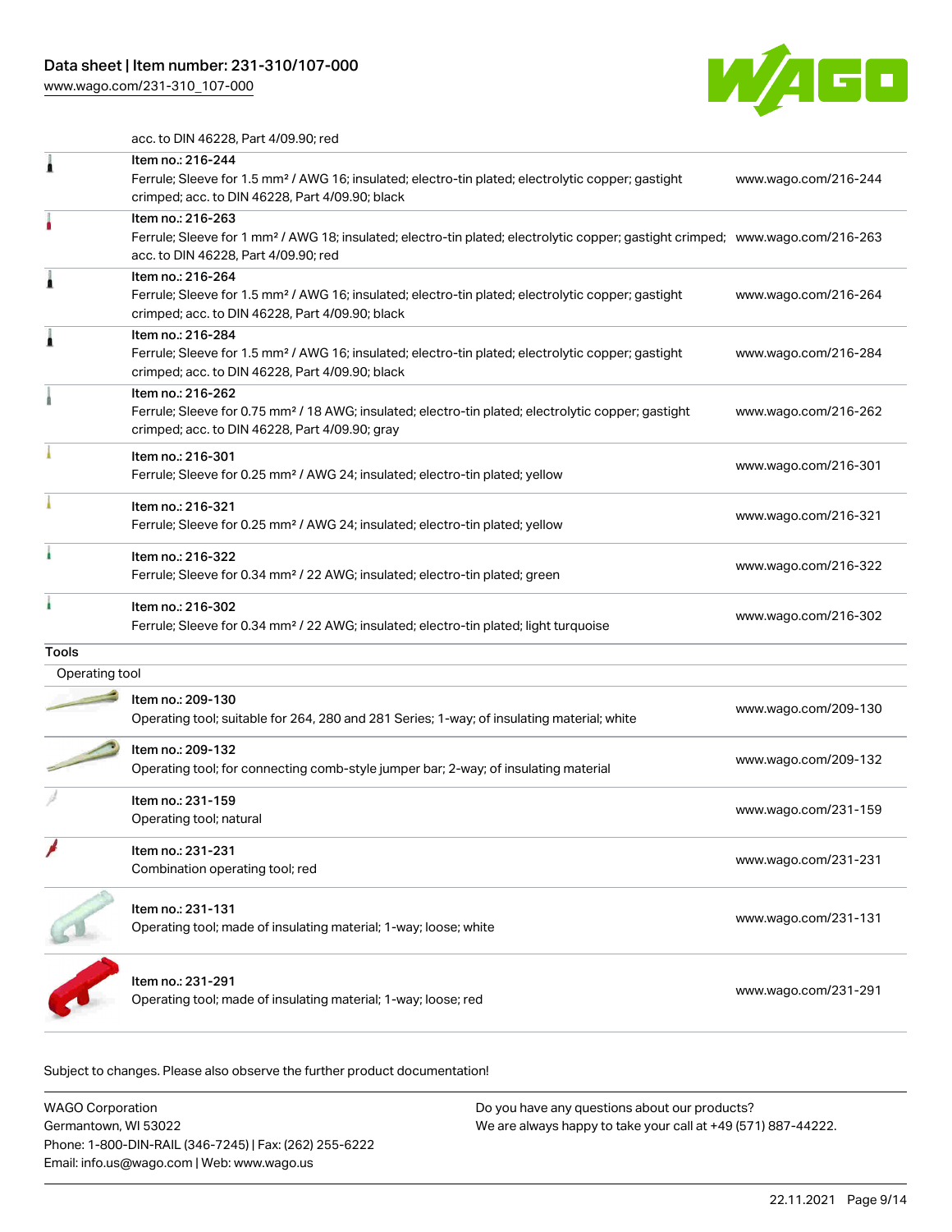acc. to DIN 46228, Part 4/09.90; red

| | | |
|---|---|---|
| | Item no.: 216-244<br>Ferrule; Sleeve for 1.5 mm² / AWG 16; insulated; electro-tin plated; electrolytic copper; gastight crimped; acc. to DIN 46228, Part 4/09.90; black | www.wago.com/216-244 |
| | Item no.: 216-263<br>Ferrule; Sleeve for 1 mm² / AWG 18; insulated; electro-tin plated; electrolytic copper; gastight crimped; acc. to DIN 46228, Part 4/09.90; red | www.wago.com/216-263 |
| | Item no.: 216-264<br>Ferrule; Sleeve for 1.5 mm² / AWG 16; insulated; electro-tin plated; electrolytic copper; gastight crimped; acc. to DIN 46228, Part 4/09.90; black | www.wago.com/216-264 |
| | Item no.: 216-284<br>Ferrule; Sleeve for 1.5 mm² / AWG 16; insulated; electro-tin plated; electrolytic copper; gastight crimped; acc. to DIN 46228, Part 4/09.90; black | www.wago.com/216-284 |
| | Item no.: 216-262<br>Ferrule; Sleeve for 0.75 mm² / 18 AWG; insulated; electro-tin plated; electrolytic copper; gastight crimped; acc. to DIN 46228, Part 4/09.90; gray | www.wago.com/216-262 |
| | Item no.: 216-301<br>Ferrule; Sleeve for 0.25 mm² / AWG 24; insulated; electro-tin plated; yellow | www.wago.com/216-301 |
| | Item no.: 216-321<br>Ferrule; Sleeve for 0.25 mm² / AWG 24; insulated; electro-tin plated; yellow | www.wago.com/216-321 |
| | Item no.: 216-322<br>Ferrule; Sleeve for 0.34 mm² / 22 AWG; insulated; electro-tin plated; green | www.wago.com/216-322 |
| | Item no.: 216-302<br>Ferrule; Sleeve for 0.34 mm² / 22 AWG; insulated; electro-tin plated; light turquoise | www.wago.com/216-302 |

**Tools**

Operating tool

| | | |
|---|---|---|
| | Item no.: 209-130<br>Operating tool; suitable for 264, 280 and 281 Series; 1-way; of insulating material; white | www.wago.com/209-130 |
| | Item no.: 209-132<br>Operating tool; for connecting comb-style jumper bar; 2-way; of insulating material | www.wago.com/209-132 |
| | Item no.: 231-159<br>Operating tool; natural | www.wago.com/231-159 |
| | Item no.: 231-231<br>Combination operating tool; red | www.wago.com/231-231 |
| | Item no.: 231-131<br>Operating tool; made of insulating material; 1-way; loose; white | www.wago.com/231-131 |
| | Item no.: 231-291<br>Operating tool; made of insulating material; 1-way; loose; red | www.wago.com/231-291 |

Subject to changes. Please also observe the further product documentation!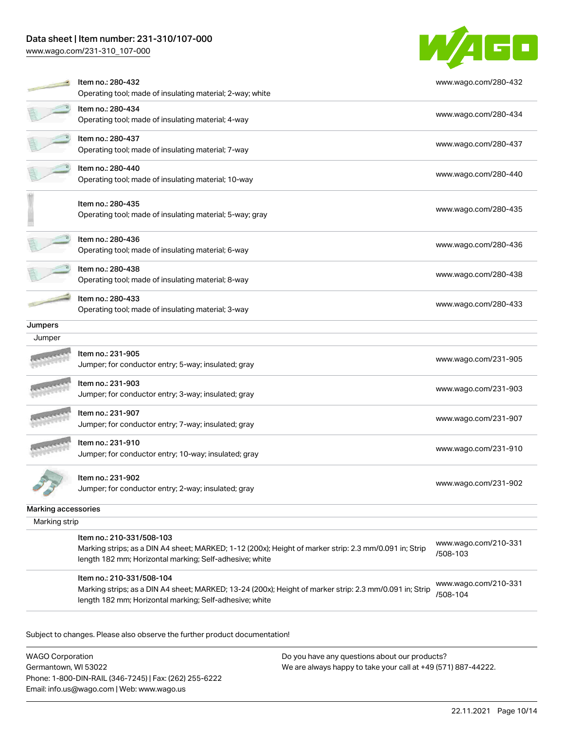| | |
|---|---|
| Item no.: 280-432<br>Operating tool; made of insulating material; 2-way; white | www.wago.com/280-432 |
| Item no.: 280-434<br>Operating tool; made of insulating material; 4-way | www.wago.com/280-434 |
| Item no.: 280-437<br>Operating tool; made of insulating material; 7-way | www.wago.com/280-437 |
| Item no.: 280-440<br>Operating tool; made of insulating material; 10-way | www.wago.com/280-440 |
| Item no.: 280-435<br>Operating tool; made of insulating material; 5-way; gray | www.wago.com/280-435 |
| Item no.: 280-436<br>Operating tool; made of insulating material; 6-way | www.wago.com/280-436 |
| Item no.: 280-438<br>Operating tool; made of insulating material; 8-way | www.wago.com/280-438 |
| Item no.: 280-433<br>Operating tool; made of insulating material; 3-way | www.wago.com/280-433 |

## Jumpers

### Jumper

| | |
|---|---|
| Item no.: 231-905<br>Jumper; for conductor entry; 5-way; insulated; gray | www.wago.com/231-905 |
| Item no.: 231-903<br>Jumper; for conductor entry; 3-way; insulated; gray | www.wago.com/231-903 |
| Item no.: 231-907<br>Jumper; for conductor entry; 7-way; insulated; gray | www.wago.com/231-907 |
| Item no.: 231-910<br>Jumper; for conductor entry; 10-way; insulated; gray | www.wago.com/231-910 |
| Item no.: 231-902<br>Jumper; for conductor entry; 2-way; insulated; gray | www.wago.com/231-902 |

## Marking accessories

### Marking strip

| | |
|---|---|
| Item no.: 210-331/508-103<br>Marking strips; as a DIN A4 sheet; MARKED; 1-12 (200x); Height of marker strip: 2.3 mm/0.091 in; Strip length 182 mm; Horizontal marking; Self-adhesive; white | www.wago.com/210-331/508-103 |
| Item no.: 210-331/508-104<br>Marking strips; as a DIN A4 sheet; MARKED; 13-24 (200x); Height of marker strip: 2.3 mm/0.091 in; Strip length 182 mm; Horizontal marking; Self-adhesive; white | www.wago.com/210-331/508-104 |

Subject to changes. Please also observe the further product documentation!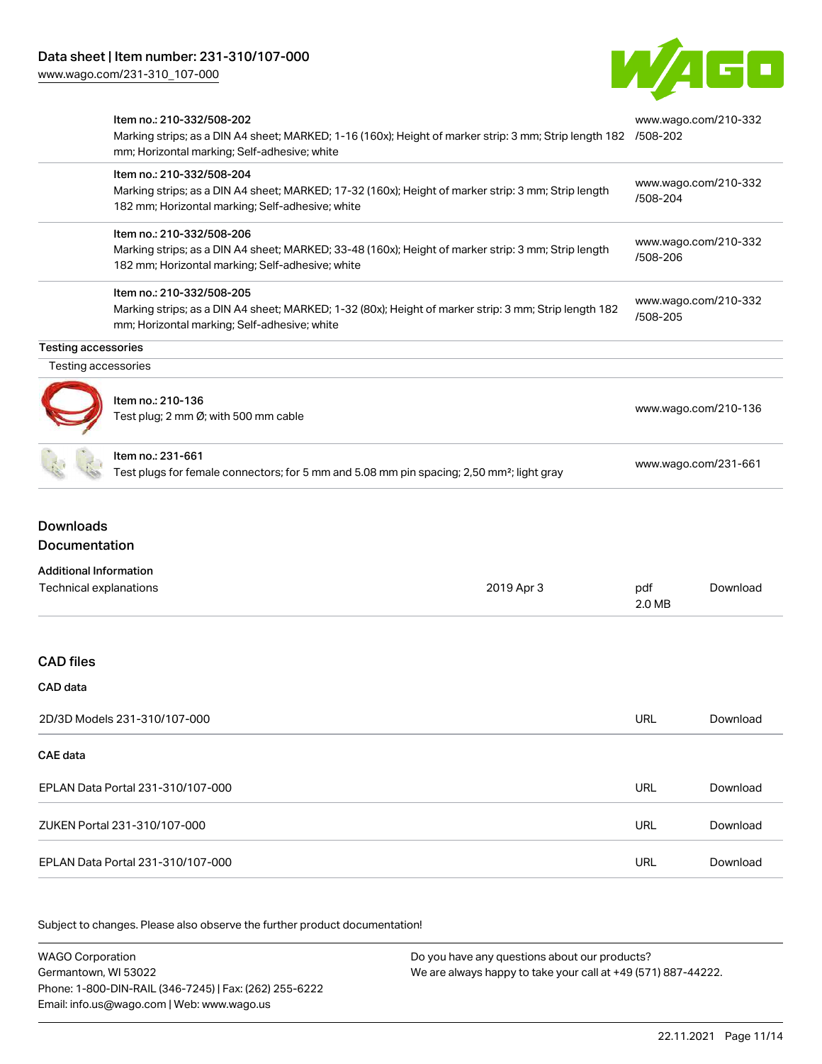| | | |
|---|---|---|
| | Item no.: 210-332/508-202<br>Marking strips; as a DIN A4 sheet; MARKED; 1-16 (160x); Height of marker strip: 3 mm; Strip length 182 mm; Horizontal marking; Self-adhesive; white | www.wago.com/210-332/508-202 |
| | Item no.: 210-332/508-204<br>Marking strips; as a DIN A4 sheet; MARKED; 17-32 (160x); Height of marker strip: 3 mm; Strip length 182 mm; Horizontal marking; Self-adhesive; white | www.wago.com/210-332/508-204 |
| | Item no.: 210-332/508-206<br>Marking strips; as a DIN A4 sheet; MARKED; 33-48 (160x); Height of marker strip: 3 mm; Strip length 182 mm; Horizontal marking; Self-adhesive; white | www.wago.com/210-332/508-206 |
| | Item no.: 210-332/508-205<br>Marking strips; as a DIN A4 sheet; MARKED; 1-32 (80x); Height of marker strip: 3 mm; Strip length 182 mm; Horizontal marking; Self-adhesive; white | www.wago.com/210-332/508-205 |

**Testing accessories**

Testing accessories

| | | |
|---|---|---|
| | Item no.: 210-136<br>Test plug; 2 mm Ø; with 500 mm cable | www.wago.com/210-136 |
| | Item no.: 231-661<br>Test plugs for female connectors; for 5 mm and 5.08 mm pin spacing; 2,50 mm²; light gray | www.wago.com/231-661 |

## Downloads

## Documentation

**Additional Information**

| | | | |
|---|---|---|---|
| Technical explanations | 2019 Apr 3 | pdf<br>2.0 MB | Download |

## CAD files

**CAD data**

| | | |
|---|---|---|
| 2D/3D Models 231-310/107-000 | URL | Download |

**CAE data**

| | | |
|---|---|---|
| EPLAN Data Portal 231-310/107-000 | URL | Download |
| ZUKEN Portal 231-310/107-000 | URL | Download |
| EPLAN Data Portal 231-310/107-000 | URL | Download |

Subject to changes. Please also observe the further product documentation!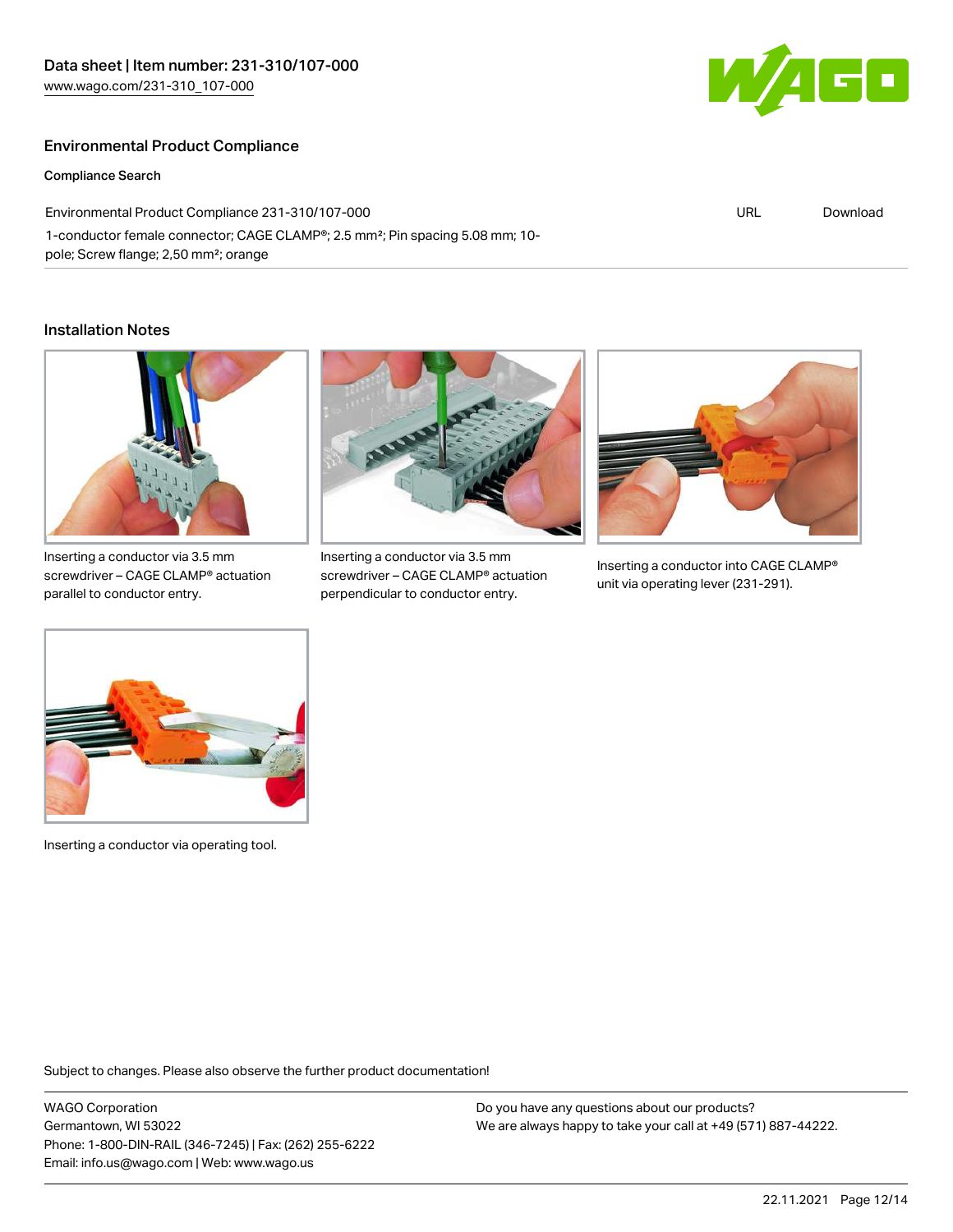## Environmental Product Compliance

### Compliance Search

| Environmental Product Compliance 231-310/107-000 | URL | Download |
| --- | --- | --- |
| 1-conductor female connector; CAGE CLAMP®; 2.5 mm²; Pin spacing 5.08 mm; 10-pole; Screw flange; 2,50 mm²; orange | | |

## Installation Notes

Inserting a conductor via 3.5 mm screwdriver – CAGE CLAMP® actuation parallel to conductor entry.

Inserting a conductor via 3.5 mm screwdriver – CAGE CLAMP® actuation perpendicular to conductor entry.

Inserting a conductor into CAGE CLAMP® unit via operating lever (231-291).

Inserting a conductor via operating tool.

Subject to changes. Please also observe the further product documentation!

WAGO Corporation
Germantown, WI 53022
Phone: 1-800-DIN-RAIL (346-7245) | Fax: (262) 255-6222
Email: info.us@wago.com | Web: www.wago.us

Do you have any questions about our products?
We are always happy to take your call at +49 (571) 887-44222.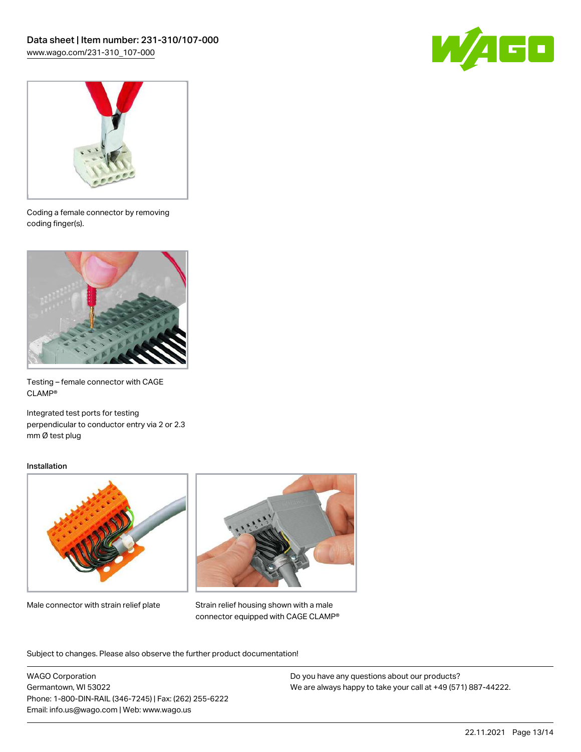Coding a female connector by removing coding finger(s).

Testing – female connector with CAGE CLAMP®

Integrated test ports for testing perpendicular to conductor entry via 2 or 2.3 mm Ø test plug

### Installation

Male connector with strain relief plate

Strain relief housing shown with a male connector equipped with CAGE CLAMP®

Subject to changes. Please also observe the further product documentation!

WAGO Corporation
Germantown, WI 53022
Phone: 1-800-DIN-RAIL (346-7245) | Fax: (262) 255-6222
Email: info.us@wago.com | Web: www.wago.us

Do you have any questions about our products?
We are always happy to take your call at +49 (571) 887-44222.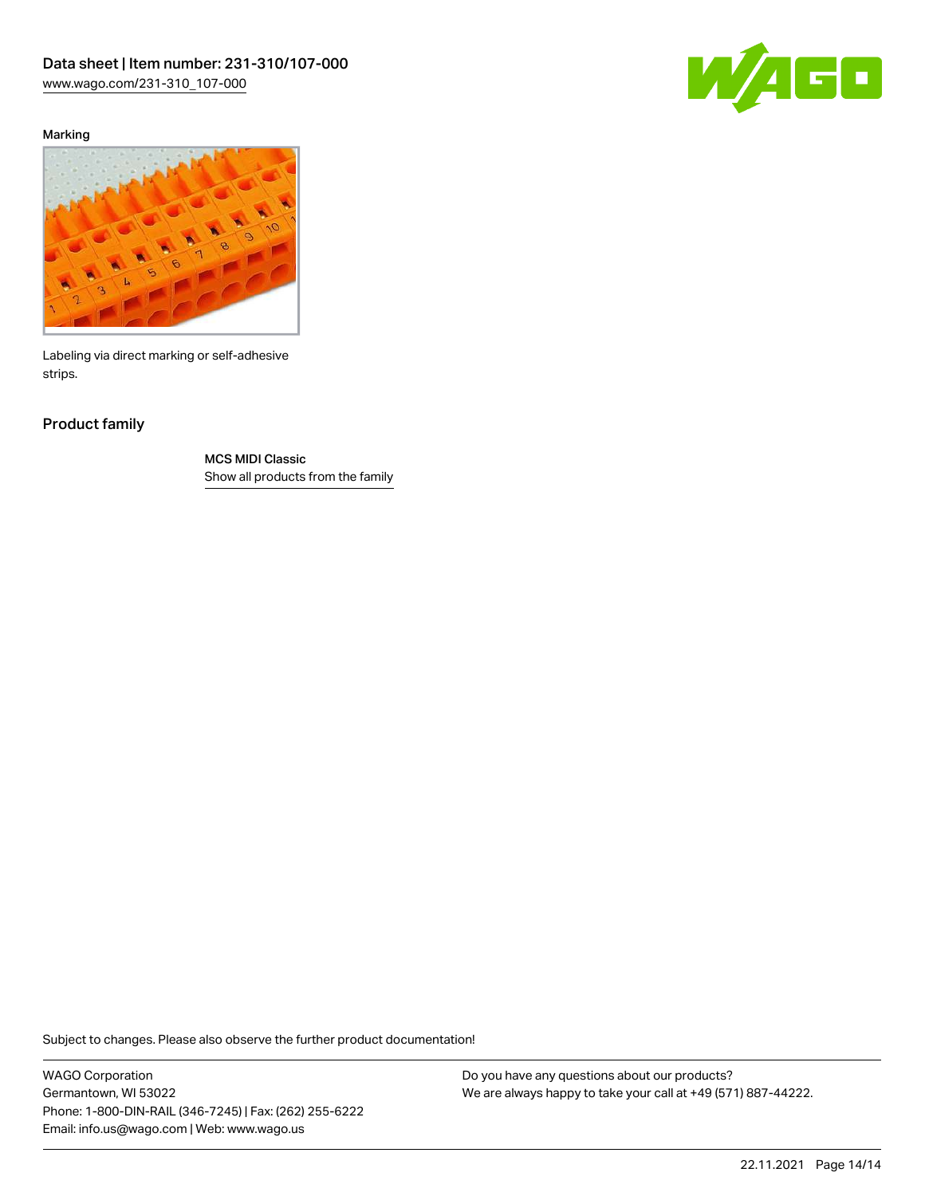Marking

Labeling via direct marking or self-adhesive strips.

## Product family

MCS MIDI Classic
Show all products from the family

Subject to changes. Please also observe the further product documentation!

WAGO Corporation
Germantown, WI 53022
Phone: 1-800-DIN-RAIL (346-7245) | Fax: (262) 255-6222
Email: info.us@wago.com | Web: www.wago.us

Do you have any questions about our products?
We are always happy to take your call at +49 (571) 887-44222.